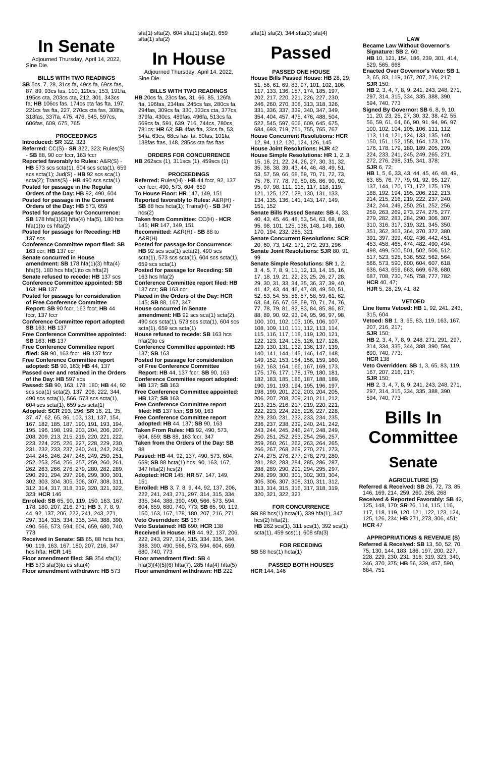# In Senate

Adjourned Thursday, April 14, 2022, Sine Die.

### BILLS WITH TWO READINGS

**SB** 5cs, 7, 28, 31cs fa, 49cs fa, 69cs fas, 87, 89, 93cs fas, 110, 120cs, 153, 191fa, 195cs cta, 203cs cta, 212, 301, 343cs fa; **HB** 106cs fas, 174cs cta fas fta, 197, 221cs fas fta, 227, 270cs cta fas, 308fa, 318fas, 337fa, 475, 476, 545, 597cs, 606fas, 609, 675, 765

### PROCEEDINGS

**Introduced: SR** 322, 323
**Referred:** CC(S) - **SR** 322, 323; Rules(S) - **SB** 88, 90 ccr fccr, 163 fccr
**Reported favorably to Rules:** A&R(S) - **HB** 573 scs scta(1), 604 scs scta(1), 659 scs scta(1); Jud(S) - **HB** 92 scs sca(1) scta(2); Trans(S) - **HB** 490 scs scta(1)
**Posted for passage in the Regular Orders of the Day: HB** 92, 490, 604
**Posted for passage in the Consent Orders of the Day: HB** 573, 659
**Posted for passage for Concurrence: SB** 178 hfa(1)(3) hfta(4) hfa(5), 180 hcs hfa(1)to cs hfta(2)
**Posted for passage for Receding: HB** 137 scs
**Conference Committee report filed: SB** 163 ccr; **HB** 137 ccr
**Senate concurred in House amendment: SB** 178 hfa(1)(3) hfta(4) hfa(5), 180 hcs hfa(1)to cs hfta(2)
**Senate refused to recede: HB** 137 scs
**Conference Committee appointed: SB** 163; **HB** 137
**Posted for passage for consideration of Free Conference Committee Report: SB** 90 fccr, 163 fccr; **HB** 44 fccr, 137 fccr
**Conference Committee report adopted: SB** 163; **HB** 137
**Free Conference Committee appointed: SB** 163; **HB** 137
**Free Conference Committee report filed: SB** 90, 163 fccr; **HB** 137 fccr
**Free Conference Committee report adopted: SB** 90, 163; **HB** 44, 137
**Passed over and retained in the Orders of the Day: HB** 597 scs
**Passed: SB** 90, 163, 178, 180; **HB** 44, 92 scs sca(1) scta(2), 137, 206, 222, 344, 490 scs scta(1), 566, 573 scs scta(1), 604 scs scta(1), 659 scs scta(1)
**Adopted: SCR** 293, 296; **SR** 16, 21, 35, 37, 47, 62, 65, 86, 103, 131, 137, 154, 167, 182, 185, 187, 190, 191, 193, 194, 195, 196, 198, 199, 203, 204, 206, 207, 208, 209, 213, 215, 219, 220, 221, 222, 223, 224, 225, 226, 227, 228, 229, 230, 231, 232, 233, 237, 240, 241, 242, 243, 244, 245, 246, 247, 248, 249, 250, 251, 252, 253, 254, 256, 257, 259, 260, 261, 262, 263, 266, 276, 279, 280, 282, 289, 290, 291, 294, 297, 298, 299, 300, 301, 302, 303, 304, 305, 306, 307, 308, 311, 312, 314, 317, 318, 319, 320, 321, 322, 323; **HCR** 146
**Enrolled: SB** 65, 90, 119, 150, 163, 167, 178, 180, 207, 216, 271; **HB** 3, 7, 8, 9, 44, 92, 137, 206, 222, 241, 243, 271, 297, 314, 315, 334, 335, 344, 388, 390, 490, 566, 573, 594, 604, 659, 680, 740, 773
**Received in Senate: SB** 65, 88 hcta hcs, 90, 119, 163, 167, 180, 207, 216, 347 hcs hfta; **HCR** 145
**Floor amendment filed: SB** 354 sfa(1); **HB** 573 sfa(3)to cs sfta(4)
**Floor amendment withdrawn: HB** 573 sfa(1) sfta(2), 604 sfta(1) sfa(2), 659 sfta(1) sfa(2)

# In House

Adjourned Thursday, April 14, 2022, Sine Die.

### BILLS WITH TWO READINGS

**HB** 20cs fa, 23cs fas, 31, 66, 85, 126fa fta, 196fas, 234fas, 245cs fas, 280cs fa, 294fas, 309cs fa, 330, 333cs cta, 377cs, 379fa, 430cs, 489fas, 496fa, 513cs fa, 569cs fa, 591, 639, 716, 744cs, 780cs, 781cs; **HR** 63; **SB** 4fas fta, 33cs fa, 53, 54fa, 63cs, 68cs fas fta, 80fas, 101fa, 138fas ftas, 148, 285cs cta fas ftas

### ORDERS FOR CONCURRENCE

**HB** 262scs (1), 311scs (1), 459scs (1)

### PROCEEDINGS

**Referred:** Rules(H) - **HB** 44 fccr, 92, 137 ccr fccr, 490, 573, 604, 659
**To House Floor: HR** 147, 149, 151
**Reported favorably to Rules:** A&R(H) - **SB** 88 hcs hcta(1); Trans(H) - **SB** 347 hcs(2)
**Taken from Committee:** CC(H) - **HCR** 145; **HR** 147, 149, 151
**Recommitted:** A&R(H) - **SB** 88 to A&R(H)
**Posted for passage for Concurrence: HB** 92 scs sca(1) scta(2), 490 scs scta(1), 573 scs scta(1), 604 scs scta(1), 659 scs scta(1)
**Posted for passage for Receding: SB** 163 hcs hfa(2)
**Conference Committee report filed: HB** 137 ccr; **SB** 163 ccr
**Placed in the Orders of the Day: HCR** 145; **SB** 88, 167, 347
**House concurred in Senate amendment: HB** 92 scs sca(1) scta(2), 490 scs scta(1), 573 scs scta(1), 604 scs scta(1), 659 scs scta(1)
**House refused to recede: SB** 163 hcs hfa(2)to cs
**Conference Committee appointed: HB** 137; **SB** 163
**Posted for passage for consideration of Free Conference Committee Report: HB** 44, 137 fccr; **SB** 90, 163
**Conference Committee report adopted: HB** 137; **SB** 163
**Free Conference Committee appointed: HB** 137; **SB** 163
**Free Conference Committee report filed: HB** 137 fccr; **SB** 90, 163
**Free Conference Committee report adopted: HB** 44, 137; **SB** 90, 163
**Taken From Rules: HB** 92, 490, 573, 604, 659; **SB** 88, 163 fccr, 347
**Taken from the Orders of the Day: SB** 88
**Passed: HB** 44, 92, 137, 490, 573, 604, 659; **SB** 88 hcta(1) hcs, 90, 163, 167, 347 hfta(2) hcs(2)
**Adopted: HCR** 145; **HR** 57, 147, 149, 151
**Enrolled: HB** 3, 7, 8, 9, 44, 92, 137, 206, 222, 241, 243, 271, 297, 314, 315, 334, 335, 344, 388, 390, 490, 566, 573, 594, 604, 659, 680, 740, 773; **SB** 65, 90, 119, 150, 163, 167, 178, 180, 207, 216, 271
**Veto Overridden: SB** 167
**Veto Sustained: HB** 690; **HCR** 138
**Received in House: HB** 44, 92, 137, 206, 222, 243, 297, 314, 315, 334, 335, 344, 388, 390, 490, 566, 573, 594, 604, 659, 680, 740, 773
**Floor amendment filed: SB** 4 hfa(3)(4)(5)(6) hfta(7), 285 hfa(4) hfta(5)
**Floor amendment withdrawn: HB** 222 sfta(1) sfa(2), 344 sfta(3) sfa(4)

# Passed

### PASSED ONE HOUSE

**House Bills Passed House: HB** 28, 29, 51, 56, 61, 69, 83, 97, 101, 102, 106, 117, 133, 136, 157, 174, 185, 197, 202, 217, 220, 221, 226, 227, 230, 246, 260, 270, 308, 313, 318, 326, 331, 336, 337, 339, 340, 347, 349, 354, 404, 457, 475, 476, 488, 504, 522, 545, 597, 606, 609, 645, 675, 684, 693, 719, 751, 755, 765, 767
**House Concurrent Resolutions: HCR** 12, 94, 112, 120, 124, 126, 145
**House Joint Resolutions: HJR** 42
**House Simple Resolutions: HR** 1, 2, 3, 15, 16, 21, 22, 24, 26, 27, 30, 31, 32, 35, 36, 38, 39, 43, 44, 46, 48, 49, 51, 53, 57, 59, 66, 68, 69, 70, 71, 72, 73, 75, 76, 77, 78, 79, 80, 85, 86, 90, 92, 95, 97, 98, 111, 115, 117, 118, 119, 121, 125, 127, 128, 130, 131, 133, 134, 135, 136, 141, 143, 147, 149, 151, 152
**Senate Bills Passed Senate: SB** 4, 33, 40, 43, 45, 46, 48, 53, 54, 63, 68, 80, 95, 98, 101, 125, 138, 148, 149, 160, 170, 194, 232, 285, 321
**Senate Concurrent Resolutions: SCR** 20, 60, 73, 142, 171, 272, 293, 296
**Senate Joint Resolutions: SJR** 80, 91, 99
**Senate Simple Resolutions: SR** 1, 2, 3, 4, 5, 7, 8, 9, 11, 12, 13, 14, 15, 16, 17, 18, 19, 21, 22, 23, 25, 26, 27, 28, 29, 30, 31, 33, 34, 35, 36, 37, 39, 40, 41, 42, 43, 44, 46, 47, 48, 49, 50, 51, 52, 53, 54, 55, 56, 57, 58, 59, 61, 62, 63, 64, 65, 67, 68, 69, 70, 71, 74, 76, 77, 78, 79, 81, 82, 83, 84, 85, 86, 87, 88, 89, 90, 92, 93, 94, 95, 96, 97, 98, 100, 101, 102, 103, 105, 106, 107, 108, 109, 110, 111, 112, 113, 114, 115, 116, 117, 118, 119, 120, 121, 122, 123, 124, 125, 126, 127, 128, 129, 130, 131, 132, 136, 137, 139, 140, 141, 144, 145, 146, 147, 148, 149, 152, 153, 154, 156, 159, 160, 162, 163, 164, 166, 167, 169, 173, 175, 176, 177, 178, 179, 180, 181, 182, 183, 185, 186, 187, 188, 189, 190, 191, 193, 194, 195, 196, 197, 198, 199, 201, 202, 203, 204, 205, 206, 207, 208, 209, 210, 211, 212, 213, 215, 216, 217, 219, 220, 221, 222, 223, 224, 225, 226, 227, 228, 229, 230, 231, 232, 233, 234, 235, 236, 237, 238, 239, 240, 241, 242, 243, 244, 245, 246, 247, 248, 249, 250, 251, 252, 253, 254, 256, 257, 259, 260, 261, 262, 263, 264, 265, 266, 267, 268, 269, 270, 271, 273, 274, 275, 276, 277, 278, 279, 280, 281, 282, 283, 284, 285, 286, 287, 288, 289, 290, 291, 294, 295, 297, 298, 299, 300, 301, 302, 303, 304, 305, 306, 307, 308, 310, 311, 312, 313, 314, 315, 316, 317, 318, 319, 320, 321, 322, 323

### FOR CONCURRENCE

**SB** 88 hcs(1) hcta(1), 339 hfa(1), 347 hcs(2) hfta(2);
**HB** 262 scs(1), 311 scs(1), 392 scs(1) scta(1), 459 scs(1), 608 sfa(3)

### FOR RECEDING

**SB** 58 hcs(1) hcta(1)

### PASSED BOTH HOUSES

**HCR** 144, 146

### LAW

**Became Law Without Governor's Signature: SB** 2, 60;
**HB** 10, 121, 154, 186, 239, 301, 414, 529, 565, 668
**Enacted Over Governor's Veto: SB** 1, 3, 65, 83, 119, 167, 207, 216, 217;
**SJR** 150;
**HB** 2, 3, 4, 7, 8, 9, 241, 243, 248, 271, 297, 314, 315, 334, 335, 388, 390, 594, 740, 773
**Signed By Governor: SB** 6, 8, 9, 10, 11, 20, 23, 25, 27, 30, 32, 38, 42, 55, 56, 59, 61, 64, 66, 90, 91, 94, 96, 97, 100, 102, 104, 105, 106, 111, 112, 113, 114, 121, 124, 133, 135, 140, 150, 151, 152, 158, 164, 173, 174, 176, 178, 179, 180, 189, 205, 209, 224, 233, 241, 245, 249, 265, 271, 272, 276, 298, 315, 341, 378;
**SJR** 6, 72;
**HB** 1, 5, 6, 33, 43, 44, 45, 46, 48, 49, 63, 65, 76, 77, 79, 91, 92, 95, 127, 137, 144, 170, 171, 172, 175, 179, 188, 192, 194, 195, 206, 212, 213, 214, 215, 216, 219, 222, 237, 240, 242, 244, 249, 250, 251, 252, 256, 259, 263, 269, 273, 274, 275, 277, 279, 282, 283, 284, 290, 306, 307, 310, 316, 317, 319, 321, 345, 350, 351, 362, 363, 364, 370, 372, 380, 391, 397, 399, 402, 436, 442, 451, 453, 458, 465, 474, 482, 490, 494, 498, 499, 500, 501, 502, 506, 512, 517, 523, 525, 536, 552, 562, 564, 566, 573, 590, 600, 604, 607, 618, 636, 643, 659, 663, 669, 678, 680, 687, 708, 730, 745, 758, 777, 782;
**HCR** 40, 47;
**HJR** 5, 28, 29, 41, 82

### VETOED

**Line Items Vetoed: HB** 1, 92, 241, 243, 315, 604
**Vetoed: SB** 1, 3, 65, 83, 119, 163, 167, 207, 216, 217;
**SJR** 150;
**HB** 2, 3, 4, 7, 8, 9, 248, 271, 291, 297, 314, 334, 335, 344, 388, 390, 594, 690, 740, 773;
**HCR** 138
**Veto Overridden: SB** 1, 3, 65, 83, 119, 167, 207, 216, 217;
**SJR** 150;
**HB** 2, 3, 4, 7, 8, 9, 241, 243, 248, 271, 297, 314, 315, 334, 335, 388, 390, 594, 740, 773

# Bills In Committee

## Senate

### AGRICULTURE (S)

**Referred & Received: SB** 26, 72, 73, 85, 146, 169, 214, 259, 260, 266, 268
**Received & Reported Favorably: SB** 42, 125, 148, 170; **SR** 26, 114, 115, 116, 117, 118, 119, 120, 121, 122, 123, 124, 125, 126, 234; **HB** 271, 273, 306, 451; **HCR** 47

### APPROPRIATIONS & REVENUE (S)

**Referred & Received: SB** 13, 50, 52, 70, 75, 130, 144, 183, 186, 197, 200, 227, 228, 229, 230, 231, 316, 319, 323, 340, 346, 370, 375; **HB** 56, 339, 457, 590, 684, 751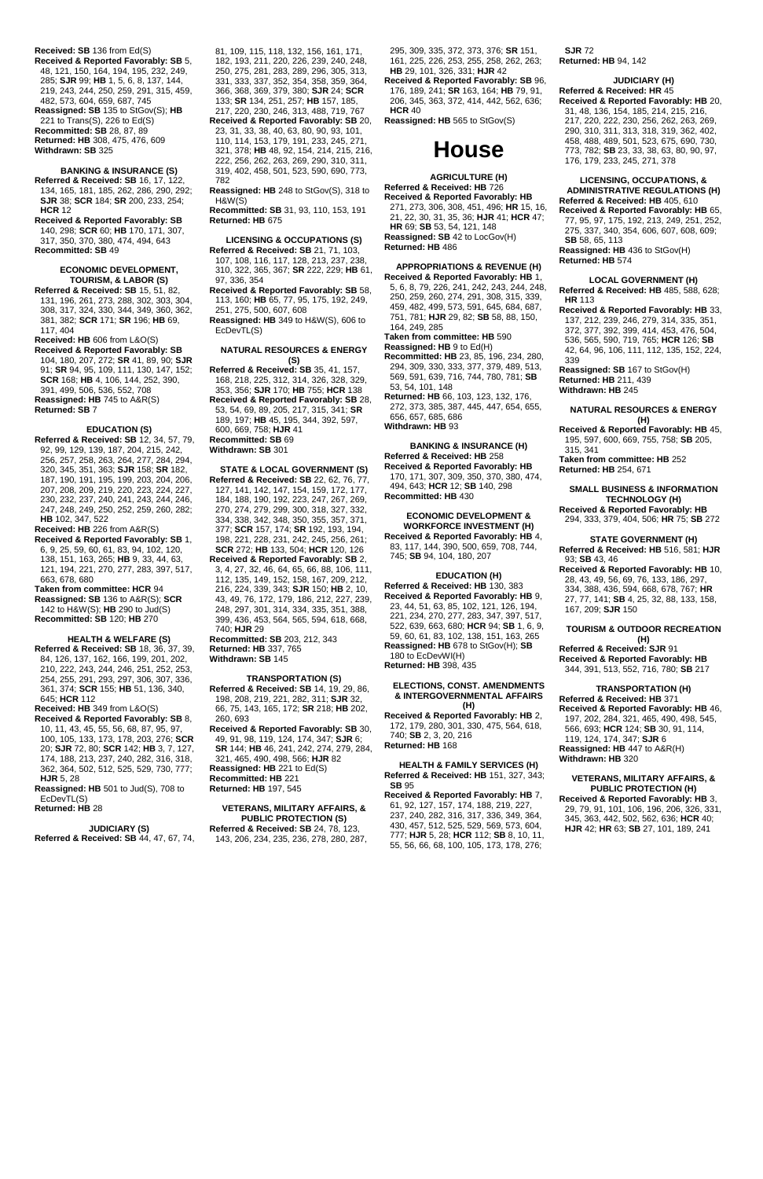**Received: SB** 136 from Ed(S)
**Received & Reported Favorably: SB** 5, 48, 121, 150, 164, 194, 195, 232, 249, 285; **SJR** 99; **HB** 1, 5, 6, 8, 137, 144, 219, 243, 244, 250, 259, 291, 315, 459, 482, 573, 604, 659, 687, 745
**Reassigned: SB** 135 to StGov(S); **HB** 221 to Trans(S), 226 to Ed(S)
**Recommitted: SB** 28, 87, 89
**Returned: HB** 308, 475, 476, 609
**Withdrawn: SB** 325

**BANKING & INSURANCE (S)**
**Referred & Received: SB** 16, 17, 122, 134, 165, 181, 185, 262, 286, 290, 292; **SJR** 38; **SCR** 184; **SR** 200, 233, 254; **HCR** 12
**Received & Reported Favorably: SB** 140, 298; **SCR** 60; **HB** 170, 171, 307, 317, 350, 370, 380, 474, 494, 643
**Recommitted: SB** 49

**ECONOMIC DEVELOPMENT, TOURISM, & LABOR (S)**
**Referred & Received: SB** 15, 51, 82, 131, 196, 261, 273, 288, 302, 303, 304, 308, 317, 324, 330, 344, 349, 360, 362, 381, 382; **SCR** 171; **SR** 196; **HB** 69, 117, 404
**Received: HB** 606 from L&O(S)
**Received & Reported Favorably: SB** 104, 180, 207, 272; **SR** 41, 89, 90; **SJR** 91; **SR** 94, 95, 109, 111, 130, 147, 152; **SCR** 168; **HB** 4, 106, 144, 252, 390, 391, 499, 506, 536, 552, 708
**Reassigned: HB** 745 to A&R(S)
**Returned: SB** 7

**EDUCATION (S)**
**Referred & Received: SB** 12, 34, 57, 79, 92, 99, 129, 139, 187, 204, 215, 242, 256, 257, 258, 263, 264, 277, 284, 294, 320, 345, 351, 363; **SJR** 158; **SR** 182, 187, 190, 191, 195, 199, 203, 204, 206, 207, 208, 209, 219, 220, 223, 224, 227, 230, 232, 237, 240, 241, 243, 244, 246, 247, 248, 249, 250, 252, 259, 260, 282; **HB** 102, 347, 522
**Received: HB** 226 from A&R(S)
**Received & Reported Favorably: SB** 1, 6, 9, 25, 59, 60, 61, 83, 94, 102, 120, 138, 151, 163, 265; **HB** 9, 33, 44, 63, 121, 194, 221, 270, 277, 283, 397, 517, 663, 678, 680
**Taken from committee: HCR** 94
**Reassigned: SB** 136 to A&R(S); **SCR** 142 to H&W(S); **HB** 290 to Jud(S)
**Recommitted: SB** 120; **HB** 270

**HEALTH & WELFARE (S)**
**Referred & Received: SB** 18, 36, 37, 39, 84, 126, 137, 162, 166, 199, 201, 202, 210, 222, 243, 244, 246, 251, 252, 253, 254, 255, 291, 293, 297, 306, 307, 336, 361, 374; **SCR** 155; **HB** 51, 136, 340, 645; **HCR** 112
**Received: HB** 349 from L&O(S)
**Received & Reported Favorably: SB** 8, 10, 11, 43, 45, 55, 56, 68, 87, 95, 97, 100, 105, 133, 173, 178, 203, 276; **SCR** 20; **SJR** 72, 80; **SCR** 142; **HB** 3, 7, 127, 174, 188, 213, 237, 240, 282, 316, 318, 362, 364, 502, 512, 525, 529, 730, 777; **HJR** 5, 28
**Reassigned: HB** 501 to Jud(S), 708 to EcDevTL(S)
**Returned: HB** 28

**JUDICIARY (S)**
**Referred & Received: SB** 44, 47, 67, 74, 81, 109, 115, 118, 132, 156, 161, 171, 182, 193, 211, 220, 226, 239, 240, 248, 250, 275, 281, 283, 289, 296, 305, 313, 331, 333, 337, 352, 354, 358, 359, 364, 366, 368, 369, 379, 380; **SJR** 24; **SCR** 133; **SR** 134, 251, 257; **HB** 157, 185, 217, 220, 230, 246, 313, 488, 719, 767
**Received & Reported Favorably: SB** 20, 23, 31, 33, 38, 40, 63, 80, 90, 93, 101, 110, 114, 153, 179, 191, 233, 245, 271, 321, 378; **HB** 48, 92, 154, 214, 215, 216, 222, 256, 262, 263, 269, 290, 310, 311, 319, 402, 458, 501, 523, 590, 690, 773, 782
**Reassigned: HB** 248 to StGov(S), 318 to H&W(S)
**Recommitted: SB** 31, 93, 110, 153, 191
**Returned: HB** 675

**LICENSING & OCCUPATIONS (S)**
**Referred & Received: SB** 21, 71, 103, 107, 108, 116, 117, 128, 213, 237, 238, 310, 322, 365, 367; **SR** 222, 229; **HB** 61, 97, 336, 354
**Received & Reported Favorably: SB** 58, 113, 160; **HB** 65, 77, 95, 175, 192, 249, 251, 275, 500, 607, 608
**Reassigned: HB** 349 to H&W(S), 606 to EcDevTL(S)

**NATURAL RESOURCES & ENERGY (S)**
**Referred & Received: SB** 35, 41, 157, 168, 218, 225, 312, 314, 326, 328, 329, 353, 356; **SJR** 170; **HB** 755; **HCR** 138
**Received & Reported Favorably: SB** 28, 53, 54, 69, 89, 205, 217, 315, 341; **SR** 189, 197; **HB** 45, 195, 344, 392, 597, 600, 669, 758; **HJR** 41
**Recommitted: SB** 69
**Withdrawn: SB** 301

**STATE & LOCAL GOVERNMENT (S)**
**Referred & Received: SB** 22, 62, 76, 77, 127, 141, 142, 147, 154, 159, 172, 177, 184, 188, 190, 192, 223, 247, 267, 269, 270, 274, 279, 299, 300, 318, 327, 332, 334, 338, 342, 348, 350, 355, 357, 371, 377; **SCR** 157, 174; **SR** 192, 193, 194, 198, 221, 228, 231, 242, 245, 256, 261; **SCR** 272; **HB** 133, 504; **HCR** 120, 126
**Received & Reported Favorably: SB** 2, 3, 4, 27, 32, 46, 64, 65, 66, 88, 106, 111, 112, 135, 149, 152, 158, 167, 209, 212, 216, 224, 339, 343; **SJR** 150; **HB** 2, 10, 43, 49, 76, 172, 179, 186, 212, 227, 239, 248, 297, 301, 314, 334, 335, 351, 388, 399, 436, 453, 564, 565, 594, 618, 668, 740; **HJR** 29
**Recommitted: SB** 203, 212, 343
**Returned: HB** 337, 765
**Withdrawn: SB** 145

**TRANSPORTATION (S)**
**Referred & Received: SB** 14, 19, 29, 86, 198, 208, 219, 221, 282, 311; **SJR** 32, 66, 75, 143, 165, 172; **SR** 218; **HB** 202, 260, 693
**Received & Reported Favorably: SB** 30, 49, 91, 98, 119, 124, 174, 347; **SJR** 6; **SR** 144; **HB** 46, 241, 242, 274, 279, 284, 321, 465, 490, 498, 566; **HJR** 82
**Reassigned: HB** 221 to Ed(S)
**Recommitted: HB** 221
**Returned: HB** 197, 545

**VETERANS, MILITARY AFFAIRS, & PUBLIC PROTECTION (S)**
**Referred & Received: SB** 24, 78, 123, 143, 206, 234, 235, 236, 278, 280, 287, 295, 309, 335, 372, 373, 376; **SR** 151, 161, 225, 226, 253, 255, 258, 262, 263; **HB** 29, 101, 326, 331; **HJR** 42
**Received & Reported Favorably: SB** 96, 176, 189, 241; **SR** 163, 164; **HB** 79, 91, 206, 345, 363, 372, 414, 442, 562, 636; **HCR** 40
**Reassigned: HB** 565 to StGov(S)

# House

**AGRICULTURE (H)**
**Referred & Received: HB** 726
**Received & Reported Favorably: HB** 271, 273, 306, 308, 451, 496; **HR** 15, 16, 21, 22, 30, 31, 35, 36; **HJR** 41; **HCR** 47; **HR** 69; **SB** 53, 54, 121, 148
**Reassigned: SB** 42 to LocGov(H)
**Returned: HB** 486

**APPROPRIATIONS & REVENUE (H)**
**Received & Reported Favorably: HB** 1, 5, 6, 8, 79, 226, 241, 242, 243, 244, 248, 250, 259, 260, 274, 291, 308, 315, 339, 459, 482, 499, 573, 591, 645, 684, 687, 751, 781; **HJR** 29, 82; **SB** 58, 88, 150, 164, 249, 285
**Taken from committee: HB** 590
**Reassigned: HB** 9 to Ed(H)
**Recommitted: HB** 23, 85, 196, 234, 280, 294, 309, 330, 333, 377, 379, 489, 513, 569, 591, 639, 716, 744, 780, 781; **SB** 53, 54, 101, 148
**Returned: HB** 66, 103, 123, 132, 176, 272, 373, 385, 387, 445, 447, 654, 655, 656, 657, 685, 686
**Withdrawn: HB** 93

**BANKING & INSURANCE (H)**
**Referred & Received: HB** 258
**Received & Reported Favorably: HB** 170, 171, 307, 309, 350, 370, 380, 474, 494, 643; **HCR** 12; **SB** 140, 298
**Recommitted: HB** 430

**ECONOMIC DEVELOPMENT & WORKFORCE INVESTMENT (H)**
**Received & Reported Favorably: HB** 4, 83, 117, 144, 390, 500, 659, 708, 744, 745; **SB** 94, 104, 180, 207

**EDUCATION (H)**
**Referred & Received: HB** 130, 383
**Received & Reported Favorably: HB** 9, 23, 44, 51, 63, 85, 102, 121, 126, 194, 221, 234, 270, 277, 283, 347, 397, 517, 522, 639, 663, 680; **HCR** 94; **SB** 1, 6, 9, 59, 60, 61, 83, 102, 138, 151, 163, 265
**Reassigned: HB** 678 to StGov(H); **SB** 180 to EcDevWI(H)
**Returned: HB** 398, 435

**ELECTIONS, CONST. AMENDMENTS & INTERGOVERNMENTAL AFFAIRS (H)**
**Received & Reported Favorably: HB** 2, 172, 179, 280, 301, 330, 475, 564, 618, 740; **SB** 2, 3, 20, 216
**Returned: HB** 168

**HEALTH & FAMILY SERVICES (H)**
**Referred & Received: HB** 151, 327, 343; **SB** 95
**Received & Reported Favorably: HB** 7, 61, 92, 127, 157, 174, 188, 219, 227, 237, 240, 282, 316, 317, 336, 349, 364, 430, 457, 512, 525, 529, 569, 573, 604, 777; **HJR** 5, 28; **HCR** 112; **SB** 8, 10, 11, 55, 56, 66, 68, 100, 105, 173, 178, 276; **SJR** 72
**Returned: HB** 94, 142

**JUDICIARY (H)**
**Referred & Received: HR** 45
**Received & Reported Favorably: HB** 20, 31, 48, 136, 154, 185, 214, 215, 216, 217, 220, 222, 230, 256, 262, 263, 269, 290, 310, 311, 313, 318, 319, 362, 402, 458, 488, 489, 501, 523, 675, 690, 730, 773, 782; **SB** 23, 33, 38, 63, 80, 90, 97, 176, 179, 233, 245, 271, 378

**LICENSING, OCCUPATIONS, & ADMINISTRATIVE REGULATIONS (H)**
**Referred & Received: HB** 405, 610
**Received & Reported Favorably: HB** 65, 77, 95, 97, 175, 192, 213, 249, 251, 252, 275, 337, 340, 354, 606, 607, 608, 609; **SB** 58, 65, 113
**Reassigned: HB** 436 to StGov(H)
**Returned: HB** 574

**LOCAL GOVERNMENT (H)**
**Referred & Received: HB** 485, 588, 628; **HR** 113
**Received & Reported Favorably: HB** 33, 137, 212, 239, 246, 279, 314, 335, 351, 372, 377, 392, 399, 414, 453, 476, 504, 536, 565, 590, 719, 765; **HCR** 126; **SB** 42, 64, 96, 106, 111, 112, 135, 152, 224, 339
**Reassigned: SB** 167 to StGov(H)
**Returned: HB** 211, 439
**Withdrawn: HB** 245

**NATURAL RESOURCES & ENERGY (H)**
**Received & Reported Favorably: HB** 45, 195, 597, 600, 669, 755, 758; **SB** 205, 315, 341
**Taken from committee: HB** 252
**Returned: HB** 254, 671

**SMALL BUSINESS & INFORMATION TECHNOLOGY (H)**
**Received & Reported Favorably: HB** 294, 333, 379, 404, 506; **HR** 75; **SB** 272

**STATE GOVERNMENT (H)**
**Referred & Received: HB** 516, 581; **HJR** 93; **SB** 43, 46
**Received & Reported Favorably: HB** 10, 28, 43, 49, 56, 69, 76, 133, 186, 297, 334, 388, 436, 594, 668, 678, 767; **HR** 27, 77, 141; **SB** 4, 25, 32, 88, 133, 158, 167, 209; **SJR** 150

**TOURISM & OUTDOOR RECREATION (H)**
**Referred & Received: SJR** 91
**Received & Reported Favorably: HB** 344, 391, 513, 552, 716, 780; **SB** 217

**TRANSPORTATION (H)**
**Referred & Received: HB** 371
**Received & Reported Favorably: HB** 46, 197, 202, 284, 321, 465, 490, 498, 545, 566, 693; **HCR** 124; **SB** 30, 91, 114, 119, 124, 174, 347; **SJR** 6
**Reassigned: HB** 447 to A&R(H)
**Withdrawn: HB** 320

**VETERANS, MILITARY AFFAIRS, & PUBLIC PROTECTION (H)**
**Received & Reported Favorably: HB** 3, 29, 79, 91, 101, 106, 196, 206, 326, 331, 345, 363, 442, 502, 562, 636; **HCR** 40; **HJR** 42; **HR** 63; **SB** 27, 101, 189, 241